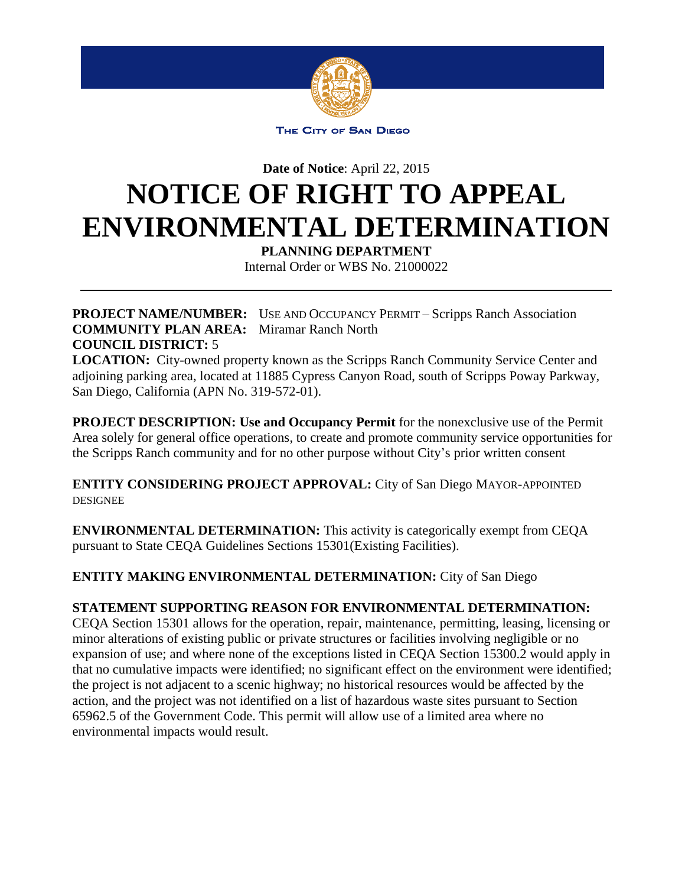THE CITY OF SAN DIEGO

**Date of Notice**: April 22, 2015

# NOTICE OF RIGHT TO APPEAL ENVIRONMENTAL DETERMINATION

**PLANNING DEPARTMENT**

Internal Order or WBS No. 21000022

---

**PROJECT NAME/NUMBER:** USE AND OCCUPANCY PERMIT – Scripps Ranch Association
**COMMUNITY PLAN AREA:** Miramar Ranch North
**COUNCIL DISTRICT:** 5
**LOCATION:** City-owned property known as the Scripps Ranch Community Service Center and adjoining parking area, located at 11885 Cypress Canyon Road, south of Scripps Poway Parkway, San Diego, California (APN No. 319-572-01).

**PROJECT DESCRIPTION: Use and Occupancy Permit** for the nonexclusive use of the Permit Area solely for general office operations, to create and promote community service opportunities for the Scripps Ranch community and for no other purpose without City's prior written consent

**ENTITY CONSIDERING PROJECT APPROVAL:** City of San Diego MAYOR-APPOINTED DESIGNEE

**ENVIRONMENTAL DETERMINATION:** This activity is categorically exempt from CEQA pursuant to State CEQA Guidelines Sections 15301(Existing Facilities).

**ENTITY MAKING ENVIRONMENTAL DETERMINATION:** City of San Diego

**STATEMENT SUPPORTING REASON FOR ENVIRONMENTAL DETERMINATION:**
CEQA Section 15301 allows for the operation, repair, maintenance, permitting, leasing, licensing or minor alterations of existing public or private structures or facilities involving negligible or no expansion of use; and where none of the exceptions listed in CEQA Section 15300.2 would apply in that no cumulative impacts were identified; no significant effect on the environment were identified; the project is not adjacent to a scenic highway; no historical resources would be affected by the action, and the project was not identified on a list of hazardous waste sites pursuant to Section 65962.5 of the Government Code. This permit will allow use of a limited area where no environmental impacts would result.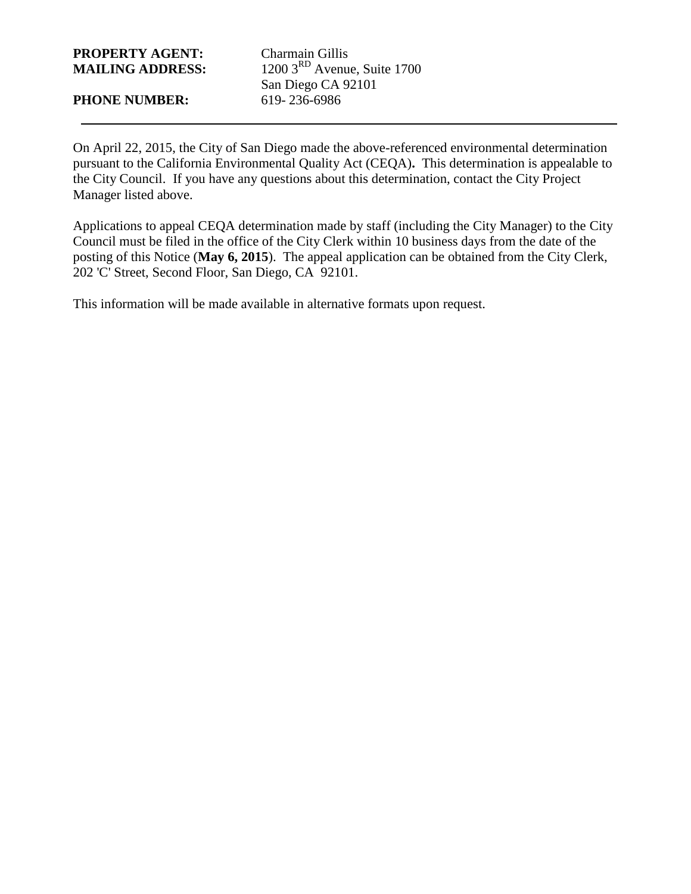**PROPERTY AGENT:** Charmain Gillis
**MAILING ADDRESS:** 1200 3[RD] Avenue, Suite 1700
San Diego CA 92101
**PHONE NUMBER:** 619- 236-6986

---

On April 22, 2015, the City of San Diego made the above-referenced environmental determination pursuant to the California Environmental Quality Act (CEQA)**.** This determination is appealable to the City Council. If you have any questions about this determination, contact the City Project Manager listed above.

Applications to appeal CEQA determination made by staff (including the City Manager) to the City Council must be filed in the office of the City Clerk within 10 business days from the date of the posting of this Notice (**May 6, 2015**). The appeal application can be obtained from the City Clerk, 202 'C' Street, Second Floor, San Diego, CA 92101.

This information will be made available in alternative formats upon request.